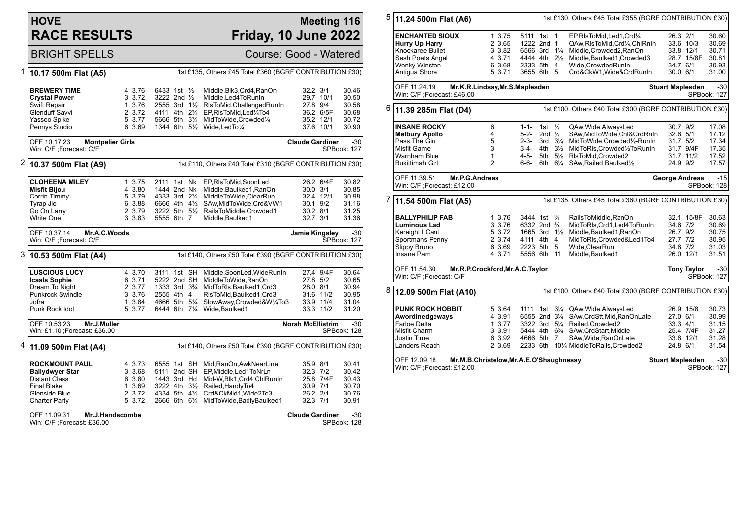# HOVE RACE RESULTS

**Meeting 116**
**Friday, 10 June 2022**

BRIGHT SPELLS — Course: Good - Watered

## 1 — 10.17 500m Flat (A5)

1st £135, Others £45 Total £360 (BGRF CONTRIBUTION £30)

| Greyhound | Trap | Split | Sectionals | Pos | Dist | Comment | Weight | SP | Time |
|---|---|---|---|---|---|---|---|---|---|
| **BREWERY TIME** | 4 | 3.76 | 6433 | 1st | ½ | Middle,Blk3,Crd4,RanOn | 32.2 | 3/1 | 30.46 |
| **Crystal Power** | 3 | 3.72 | 3222 | 2nd | ½ | Middle,Led4ToRunIn | 29.7 | 10/1 | 30.50 |
| Swift Repair | 1 | 3.76 | 2555 | 3rd | 1½ | RlsToMid,ChallengedRunIn | 27.8 | 9/4 | 30.58 |
| Glenduff Savvi | 2 | 3.72 | 4111 | 4th | 2¾ | EP,RlsToMid,Led¼To4 | 36.2 | 6/5F | 30.68 |
| Yassoo Spike | 5 | 3.77 | 5666 | 5th | 3¼ | MidToWide,Crowded¼ | 35.2 | 12/1 | 30.72 |
| Pennys Studio | 6 | 3.69 | 1344 | 6th | 5½ | Wide,LedTo¼ | 37.6 | 10/1 | 30.90 |

OFF 10.17.23 **Montpelier Girls** — **Claude Gardiner** -30
Win: C/F ;Forecast: C/F — SPBook: 127

## 2 — 10.37 500m Flat (A9)

1st £110, Others £40 Total £310 (BGRF CONTRIBUTION £30)

| Greyhound | Trap | Split | Sectionals | Pos | Dist | Comment | Weight | SP | Time |
|---|---|---|---|---|---|---|---|---|---|
| **CLOHEENA MILEY** | 1 | 3.75 | 2111 | 1st | Nk | EP,RlsToMid,SoonLed | 26.2 | 6/4F | 30.82 |
| **Misfit Bijou** | 4 | 3.80 | 1444 | 2nd | Nk | Middle,Baulked1,RanOn | 30.0 | 3/1 | 30.85 |
| Corrin Timmy | 5 | 3.79 | 4333 | 3rd | 2¼ | MiddleToWide,ClearRun | 32.4 | 12/1 | 30.98 |
| Tyrap Jio | 6 | 3.88 | 6666 | 4th | 4½ | SAw,MidToWide,Crd&VW1 | 30.1 | 9/2 | 31.16 |
| Go On Larry | 2 | 3.79 | 3222 | 5th | 5½ | RailsToMiddle,Crowded1 | 30.2 | 8/1 | 31.25 |
| White One | 3 | 3.83 | 5555 | 6th | 7 | Middle,Baulked1 | 32.7 | 3/1 | 31.36 |

OFF 10.37.14 **Mr.A.C.Woods** — **Jamie Kingsley** -30
Win: C/F ;Forecast: C/F — SPBook: 127

## 3 — 10.53 500m Flat (A4)

1st £140, Others £50 Total £390 (BGRF CONTRIBUTION £30)

| Greyhound | Trap | Split | Sectionals | Pos | Dist | Comment | Weight | SP | Time |
|---|---|---|---|---|---|---|---|---|---|
| **LUSCIOUS LUCY** | 4 | 3.70 | 3111 | 1st | SH | Middle,SoonLed,WideRunIn | 27.4 | 9/4F | 30.64 |
| **Icaals Sophie** | 6 | 3.71 | 5222 | 2nd | SH | MiddleToWide,RanOn | 27.8 | 5/2 | 30.65 |
| Dream To Night | 2 | 3.77 | 1333 | 3rd | 3¾ | MidToRls,Baulked1,Crd3 | 28.0 | 8/1 | 30.94 |
| Punkrock Swindle | 3 | 3.76 | 2555 | 4th | 4 | RlsToMid,Baulked1,Crd3 | 31.6 | 11/2 | 30.95 |
| Jofra | 1 | 3.84 | 4666 | 5th | 5¼ | SlowAway,Crowded&W¼To3 | 33.9 | 11/4 | 31.04 |
| Punk Rock Idol | 5 | 3.77 | 6444 | 6th | 7¼ | Wide,Baulked1 | 33.3 | 11/2 | 31.20 |

OFF 10.53.23 **Mr.J.Muller** — **Norah McEllistrim** -30
Win: £1.10 ;Forecast: £36.00 — SPBook: 128

## 4 — 11.09 500m Flat (A4)

1st £140, Others £50 Total £390 (BGRF CONTRIBUTION £30)

| Greyhound | Trap | Split | Sectionals | Pos | Dist | Comment | Weight | SP | Time |
|---|---|---|---|---|---|---|---|---|---|
| **ROCKMOUNT PAUL** | 4 | 3.73 | 6555 | 1st | SH | Mid,RanOn,AwkNearLine | 35.9 | 8/1 | 30.41 |
| **Ballydwyer Star** | 3 | 3.68 | 5111 | 2nd | SH | EP,Middle,Led1ToNrLn | 32.3 | 7/2 | 30.42 |
| Distant Class | 6 | 3.80 | 1443 | 3rd | Hd | Mid-W,Blk1,Crd4,ChlRunIn | 25.8 | 7/4F | 30.43 |
| Final Blake | 1 | 3.69 | 3222 | 4th | 3½ | Railed,HandyTo4 | 30.9 | 7/1 | 30.70 |
| Glenside Blue | 2 | 3.72 | 4334 | 5th | 4¼ | Crd&CkMid1,Wide2To3 | 26.2 | 2/1 | 30.76 |
| Charter Party | 5 | 3.72 | 2666 | 6th | 6¼ | MidToWide,BadlyBaulked1 | 32.3 | 7/1 | 30.91 |

OFF 11.09.31 **Mr.J.Handscombe** — **Claude Gardiner** -30
Win: C/F ;Forecast: £36.00 — SPBook: 128

## 5 — 11.24 500m Flat (A6)

1st £130, Others £45 Total £355 (BGRF CONTRIBUTION £30)

| Greyhound | Trap | Split | Sectionals | Pos | Dist | Comment | Weight | SP | Time |
|---|---|---|---|---|---|---|---|---|---|
| **ENCHANTED SIOUX** | 1 | 3.75 | 5111 | 1st | 1 | EP,RlsToMid,Led1,Crd¼ | 26.3 | 2/1 | 30.60 |
| **Hurry Up Harry** | 2 | 3.65 | 1222 | 2nd | 1 | QAw,RlsToMid,Crd¼,ChlRnIn | 33.6 | 10/3 | 30.69 |
| Knockaree Bullet | 3 | 3.82 | 6566 | 3rd | 1¼ | Middle,Crowded2,RanOn | 33.8 | 12/1 | 30.71 |
| Sesh Poets Angel | 4 | 3.71 | 4444 | 4th | 2½ | Middle,Baulked1,Crowded3 | 28.7 | 15/8F | 30.81 |
| Wonky Winston | 6 | 3.68 | 2333 | 5th | 4 | Wide,CrowdedRunIn | 34.7 | 6/1 | 30.93 |
| Antigua Shore | 5 | 3.71 | 3655 | 6th | 5 | Crd&CkW1,Wide&CrdRunIn | 30.0 | 6/1 | 31.00 |

OFF 11.24.19 **Mr.K.R.Lindsay,Mr.S.Maplesden** — **Stuart Maplesden** -30
Win: C/F ;Forecast: £46.00 — SPBook: 127

## 6 — 11.39 285m Flat (D4)

1st £100, Others £40 Total £300 (BGRF CONTRIBUTION £30)

| Greyhound | Trap | Sectionals | Pos | Dist | Comment | Weight | SP | Time |
|---|---|---|---|---|---|---|---|---|
| **INSANE ROCKY** | 6 | 1-1- | 1st | ½ | QAw,Wide,AlwaysLed | 30.7 | 9/2 | 17.08 |
| **Melbury Apollo** | 4 | 5-2- | 2nd | ½ | SAw,MidToWide,Chl&CrdRnIn | 32.6 | 5/1 | 17.12 |
| Pass The Gin | 5 | 2-3- | 3rd | 3¼ | MidToWide,Crowded½-RunIn | 31.7 | 5/2 | 17.34 |
| Misfit Game | 3 | 3-4- | 4th | 3½ | MidToRls,Crowded½ToRunIn | 31.7 | 9/4F | 17.35 |
| Warnham Blue | 1 | 4-5- | 5th | 5½ | RlsToMid,Crowded2 | 31.7 | 11/2 | 17.52 |
| Bukittimah Girl | 2 | 6-6- | 6th | 6¼ | SAw,Railed,Baulked½ | 24.9 | 9/2 | 17.57 |

OFF 11.39.51 **Mr.P.G.Andreas** — **George Andreas** -15
Win: C/F ;Forecast: £12.00 — SPBook: 128

## 7 — 11.54 500m Flat (A5)

1st £135, Others £45 Total £360 (BGRF CONTRIBUTION £30)

| Greyhound | Trap | Split | Sectionals | Pos | Dist | Comment | Weight | SP | Time |
|---|---|---|---|---|---|---|---|---|---|
| **BALLYPHILIP FAB** | 1 | 3.76 | 3444 | 1st | ¾ | RailsToMiddle,RanOn | 32.1 | 15/8F | 30.63 |
| **Luminous Lad** | 3 | 3.76 | 6332 | 2nd | ¾ | MidToRls,Crd1,Led4ToRunIn | 34.6 | 7/2 | 30.69 |
| Kereight I Cant | 5 | 3.72 | 1665 | 3rd | 1½ | Middle,Baulked1,RanOn | 26.7 | 9/2 | 30.75 |
| Sportmans Penny | 2 | 3.74 | 4111 | 4th | 4 | MidToRls,Crowded&Led1To4 | 27.7 | 7/2 | 30.95 |
| Slippy Bruno | 6 | 3.69 | 2223 | 5th | 5 | Wide,ClearRun | 34.8 | 7/2 | 31.03 |
| Insane Pam | 4 | 3.71 | 5556 | 6th | 11 | Middle,Baulked1 | 26.0 | 12/1 | 31.51 |

OFF 11.54.30 **Mr.R.P.Crockford,Mr.A.C.Taylor** — **Tony Taylor** -30
Win: C/F ;Forecast: C/F — SPBook: 127

## 8 — 12.09 500m Flat (A10)

1st £100, Others £40 Total £300 (BGRF CONTRIBUTION £30)

| Greyhound | Trap | Split | Sectionals | Pos | Dist | Comment | Weight | SP | Time |
|---|---|---|---|---|---|---|---|---|---|
| **PUNK ROCK HOBBIT** | 5 | 3.64 | 1111 | 1st | 3¼ | QAw,Wide,AlwaysLed | 26.9 | 15/8 | 30.73 |
| **Awordinedgeways** | 4 | 3.91 | 6555 | 2nd | 3¼ | SAw,CrdStt,Mid,RanOnLate | 27.0 | 6/1 | 30.99 |
| Farloe Delta | 1 | 3.77 | 3322 | 3rd | 5¼ | Railed,Crowded2 | 33.3 | 4/1 | 31.15 |
| Misfit Charm | 3 | 3.91 | 5444 | 4th | 6¾ | SAw,CrdStart,Middle | 25.4 | 7/4F | 31.27 |
| Justin Time | 6 | 3.92 | 4666 | 5th | 7 | SAw,Wide,RanOnLate | 33.8 | 12/1 | 31.28 |
| Landers Reach | 2 | 3.69 | 2233 | 6th | 10¼ | MiddleToRails,Crowded2 | 24.8 | 6/1 | 31.54 |

OFF 12.09.18 **Mr.M.B.Christelow,Mr.A.E.O'Shaughnessy** — **Stuart Maplesden** -30
Win: C/F ;Forecast: £12.00 — SPBook: 127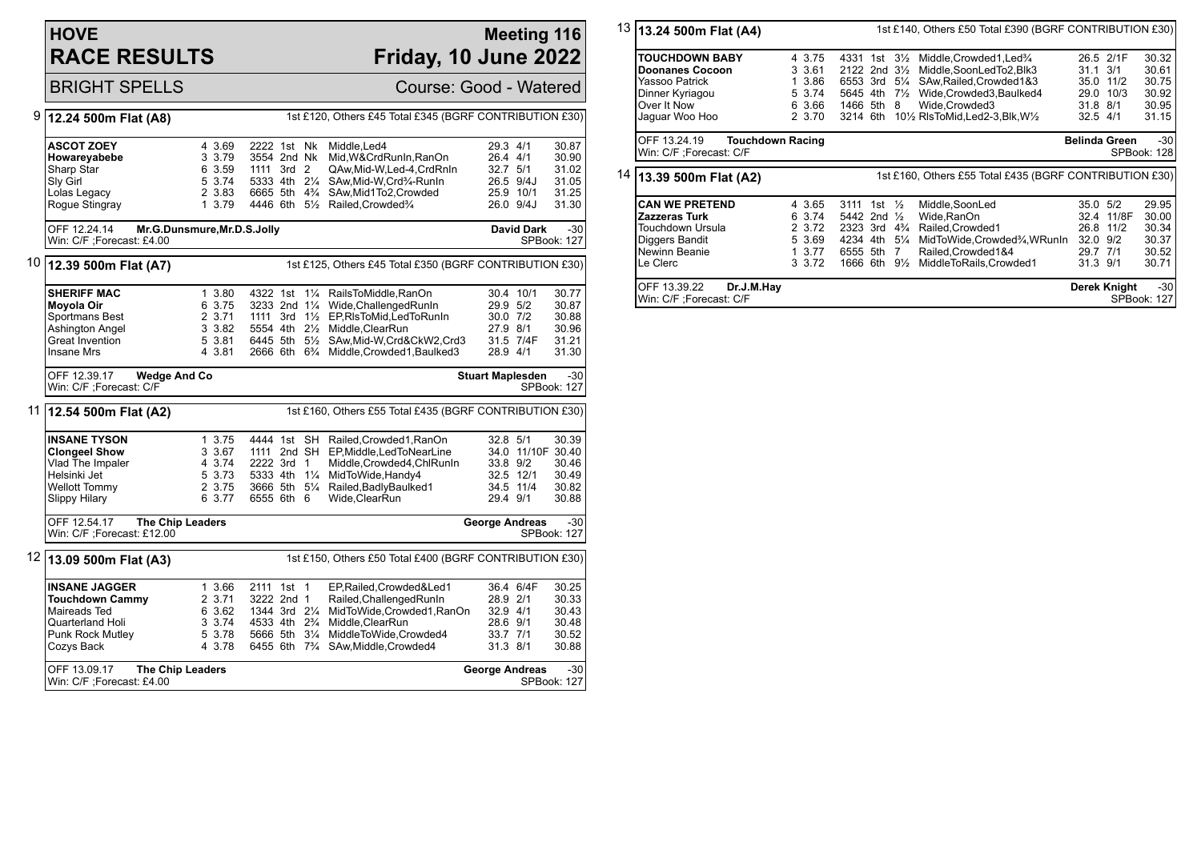# HOVE RACE RESULTS

## Meeting 116 Friday, 10 June 2022

BRIGHT SPELLS — Course: Good - Watered

### 9 12.24 500m Flat (A8)

1st £120, Others £45 Total £345 (BGRF CONTRIBUTION £30)

| | | | | | | | | | |
|---|---|---|---|---|---|---|---|---|---|
| **ASCOT ZOEY** | 4 | 3.69 | 2222 | 1st | Nk | Middle,Led4 | 29.3 | 4/1 | 30.87 |
| **Howareyabebe** | 3 | 3.79 | 3554 | 2nd | Nk | Mid,W&CrdRunIn,RanOn | 26.4 | 4/1 | 30.90 |
| Sharp Star | 6 | 3.59 | 1111 | 3rd | 2 | QAw,Mid-W,Led-4,CrdRnIn | 32.7 | 5/1 | 31.02 |
| Sly Girl | 5 | 3.74 | 5333 | 4th | 2¼ | SAw,Mid-W,Crd¾-RunIn | 26.5 | 9/4J | 31.05 |
| Lolas Legacy | 2 | 3.83 | 6665 | 5th | 4¾ | SAw,Mid1To2,Crowded | 25.9 | 10/1 | 31.25 |
| Rogue Stingray | 1 | 3.79 | 4446 | 6th | 5½ | Railed,Crowded¾ | 26.0 | 9/4J | 31.30 |

OFF 12.24.14 Mr.G.Dunsmure,Mr.D.S.Jolly — David Dark -30
Win: C/F ;Forecast: £4.00 — SPBook: 127

### 10 12.39 500m Flat (A7)

1st £125, Others £45 Total £350 (BGRF CONTRIBUTION £30)

| | | | | | | | | | |
|---|---|---|---|---|---|---|---|---|---|
| **SHERIFF MAC** | 1 | 3.80 | 4322 | 1st | 1¼ | RailsToMiddle,RanOn | 30.4 | 10/1 | 30.77 |
| **Moyola Oir** | 6 | 3.75 | 3233 | 2nd | 1¼ | Wide,ChallengedRunIn | 29.9 | 5/2 | 30.87 |
| Sportmans Best | 2 | 3.71 | 1111 | 3rd | 1½ | EP,RlsToMid,LedToRunIn | 30.0 | 7/2 | 30.88 |
| Ashington Angel | 3 | 3.82 | 5554 | 4th | 2½ | Middle,ClearRun | 27.9 | 8/1 | 30.96 |
| Great Invention | 5 | 3.81 | 6445 | 5th | 5½ | SAw,Mid-W,Crd&CkW2,Crd3 | 31.5 | 7/4F | 31.21 |
| Insane Mrs | 4 | 3.81 | 2666 | 6th | 6¾ | Middle,Crowded1,Baulked3 | 28.9 | 4/1 | 31.30 |

OFF 12.39.17 Wedge And Co — Stuart Maplesden -30
Win: C/F ;Forecast: C/F — SPBook: 127

### 11 12.54 500m Flat (A2)

1st £160, Others £55 Total £435 (BGRF CONTRIBUTION £30)

| | | | | | | | | | |
|---|---|---|---|---|---|---|---|---|---|
| **INSANE TYSON** | 1 | 3.75 | 4444 | 1st | SH | Railed,Crowded1,RanOn | 32.8 | 5/1 | 30.39 |
| **Clongeel Show** | 3 | 3.67 | 1111 | 2nd | SH | EP,Middle,LedToNearLine | 34.0 | 11/10F | 30.40 |
| Vlad The Impaler | 4 | 3.74 | 2222 | 3rd | 1 | Middle,Crowded4,ChlRunIn | 33.8 | 9/2 | 30.46 |
| Helsinki Jet | 5 | 3.73 | 5333 | 4th | 1¼ | MidToWide,Handy4 | 32.5 | 12/1 | 30.49 |
| Wellott Tommy | 2 | 3.75 | 3666 | 5th | 5¼ | Railed,BadlyBaulked1 | 34.5 | 11/4 | 30.82 |
| Slippy Hilary | 6 | 3.77 | 6555 | 6th | 6 | Wide,ClearRun | 29.4 | 9/1 | 30.88 |

OFF 12.54.17 The Chip Leaders — George Andreas -30
Win: C/F ;Forecast: £12.00 — SPBook: 127

### 12 13.09 500m Flat (A3)

1st £150, Others £50 Total £400 (BGRF CONTRIBUTION £30)

| | | | | | | | | | |
|---|---|---|---|---|---|---|---|---|---|
| **INSANE JAGGER** | 1 | 3.66 | 2111 | 1st | 1 | EP,Railed,Crowded&Led1 | 36.4 | 6/4F | 30.25 |
| **Touchdown Cammy** | 2 | 3.71 | 3222 | 2nd | 1 | Railed,ChallengedRunIn | 28.9 | 2/1 | 30.33 |
| Maireads Ted | 6 | 3.62 | 1344 | 3rd | 2¼ | MidToWide,Crowded1,RanOn | 32.9 | 4/1 | 30.43 |
| Quarterland Holi | 3 | 3.74 | 4533 | 4th | 2¾ | Middle,ClearRun | 28.6 | 9/1 | 30.48 |
| Punk Rock Mutley | 5 | 3.78 | 5666 | 5th | 3¼ | MiddleToWide,Crowded4 | 33.7 | 7/1 | 30.52 |
| Cozys Back | 4 | 3.78 | 6455 | 6th | 7¾ | SAw,Middle,Crowded4 | 31.3 | 8/1 | 30.88 |

OFF 13.09.17 The Chip Leaders — George Andreas -30
Win: C/F ;Forecast: £4.00 — SPBook: 127

### 13 13.24 500m Flat (A4)

1st £140, Others £50 Total £390 (BGRF CONTRIBUTION £30)

| | | | | | | | | | |
|---|---|---|---|---|---|---|---|---|---|
| **TOUCHDOWN BABY** | 4 | 3.75 | 4331 | 1st | 3½ | Middle,Crowded1,Led¾ | 26.5 | 2/1F | 30.32 |
| **Doonanes Cocoon** | 3 | 3.61 | 2122 | 2nd | 3½ | Middle,SoonLedTo2,Blk3 | 31.1 | 3/1 | 30.61 |
| Yassoo Patrick | 1 | 3.86 | 6553 | 3rd | 5¼ | SAw,Railed,Crowded1&3 | 35.0 | 11/2 | 30.75 |
| Dinner Kyriagou | 5 | 3.74 | 5645 | 4th | 7½ | Wide,Crowded3,Baulked4 | 29.0 | 10/3 | 30.92 |
| Over It Now | 6 | 3.66 | 1466 | 5th | 8 | Wide,Crowded3 | 31.8 | 8/1 | 30.95 |
| Jaguar Woo Hoo | 2 | 3.70 | 3214 | 6th | 10½ | RlsToMid,Led2-3,Blk,W½ | 32.5 | 4/1 | 31.15 |

OFF 13.24.19 Touchdown Racing — Belinda Green -30
Win: C/F ;Forecast: C/F — SPBook: 128

### 14 13.39 500m Flat (A2)

1st £160, Others £55 Total £435 (BGRF CONTRIBUTION £30)

| | | | | | | | | | |
|---|---|---|---|---|---|---|---|---|---|
| **CAN WE PRETEND** | 4 | 3.65 | 3111 | 1st | ½ | Middle,SoonLed | 35.0 | 5/2 | 29.95 |
| **Zazzeras Turk** | 6 | 3.74 | 5442 | 2nd | ½ | Wide,RanOn | 32.4 | 11/8F | 30.00 |
| Touchdown Ursula | 2 | 3.72 | 2323 | 3rd | 4¾ | Railed,Crowded1 | 26.8 | 11/2 | 30.34 |
| Diggers Bandit | 5 | 3.69 | 4234 | 4th | 5¼ | MidToWide,Crowded¾,WRunIn | 32.0 | 9/2 | 30.37 |
| Newinn Beanie | 1 | 3.77 | 6555 | 5th | 7 | Railed,Crowded1&4 | 29.7 | 7/1 | 30.52 |
| Le Clerc | 3 | 3.72 | 1666 | 6th | 9½ | MiddleToRails,Crowded1 | 31.3 | 9/1 | 30.71 |

OFF 13.39.22 Dr.J.M.Hay — Derek Knight -30
Win: C/F ;Forecast: C/F — SPBook: 127